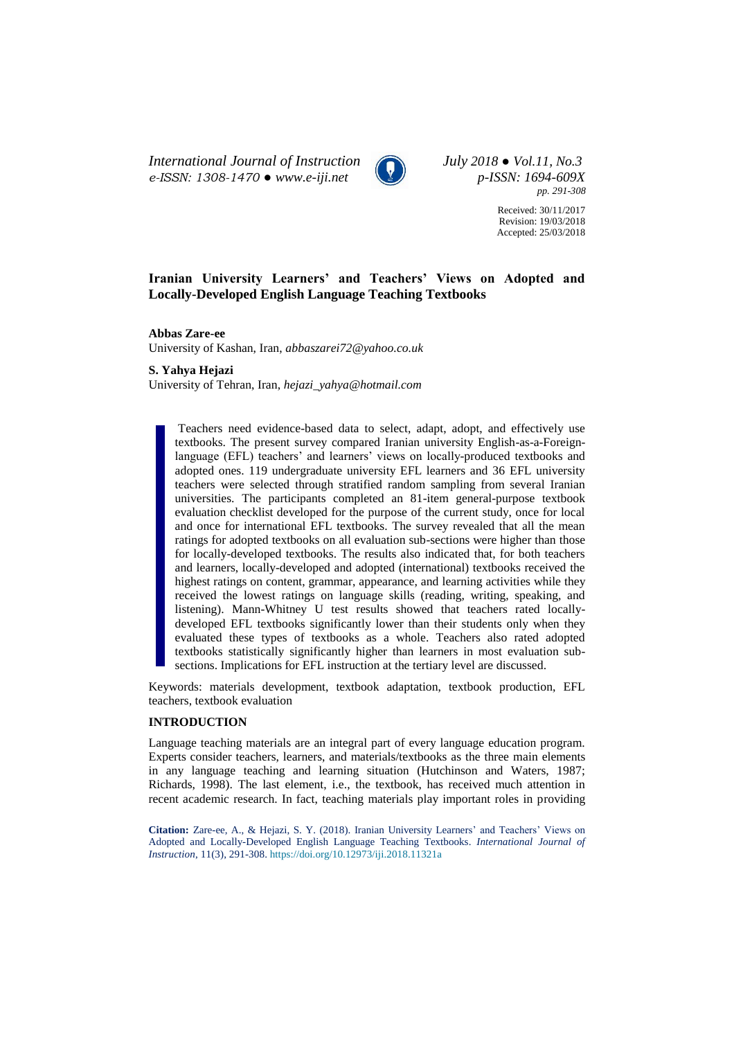# Iranian University Learners' and Teachers' Views on Adopted and Locally-Developed English Language Teaching Textbooks

**Abbas Zare-ee**

University of Kashan, Iran, *abbaszarei72@yahoo.co.uk*

**S. Yahya Hejazi**

University of Tehran, Iran, *hejazi_yahya@hotmail.com*

Received: 30/11/2017
Revision: 19/03/2018
Accepted: 25/03/2018

Teachers need evidence-based data to select, adapt, adopt, and effectively use textbooks. The present survey compared Iranian university English-as-a-Foreign-language (EFL) teachers' and learners' views on locally-produced textbooks and adopted ones. 119 undergraduate university EFL learners and 36 EFL university teachers were selected through stratified random sampling from several Iranian universities. The participants completed an 81-item general-purpose textbook evaluation checklist developed for the purpose of the current study, once for local and once for international EFL textbooks. The survey revealed that all the mean ratings for adopted textbooks on all evaluation sub-sections were higher than those for locally-developed textbooks. The results also indicated that, for both teachers and learners, locally-developed and adopted (international) textbooks received the highest ratings on content, grammar, appearance, and learning activities while they received the lowest ratings on language skills (reading, writing, speaking, and listening). Mann-Whitney U test results showed that teachers rated locally-developed EFL textbooks significantly lower than their students only when they evaluated these types of textbooks as a whole. Teachers also rated adopted textbooks statistically significantly higher than learners in most evaluation sub-sections. Implications for EFL instruction at the tertiary level are discussed.

Keywords: materials development, textbook adaptation, textbook production, EFL teachers, textbook evaluation

## INTRODUCTION

Language teaching materials are an integral part of every language education program. Experts consider teachers, learners, and materials/textbooks as the three main elements in any language teaching and learning situation (Hutchinson and Waters, 1987; Richards, 1998). The last element, i.e., the textbook, has received much attention in recent academic research. In fact, teaching materials play important roles in providing

**Citation:** Zare-ee, A., & Hejazi, S. Y. (2018). Iranian University Learners' and Teachers' Views on Adopted and Locally-Developed English Language Teaching Textbooks. *International Journal of Instruction*, 11(3), 291-308. https://doi.org/10.12973/iji.2018.11321a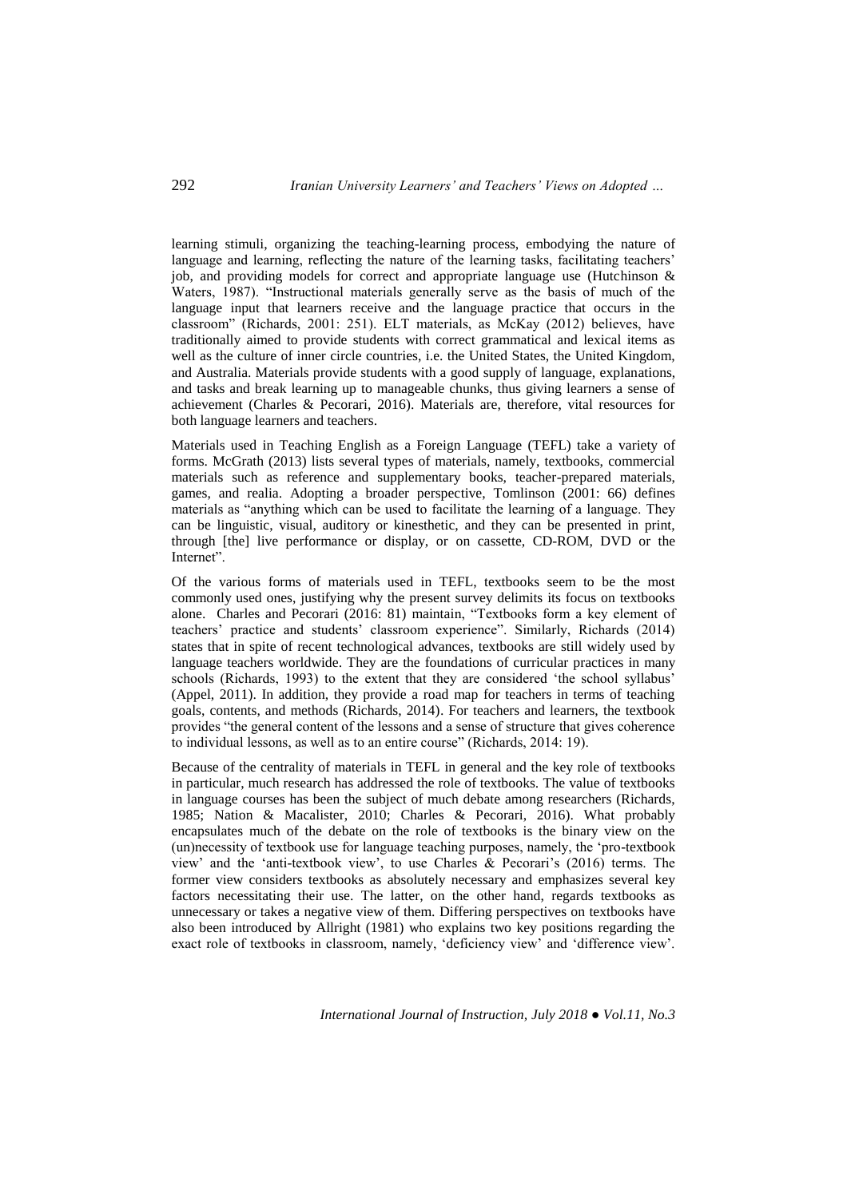learning stimuli, organizing the teaching-learning process, embodying the nature of language and learning, reflecting the nature of the learning tasks, facilitating teachers' job, and providing models for correct and appropriate language use (Hutchinson & Waters, 1987). "Instructional materials generally serve as the basis of much of the language input that learners receive and the language practice that occurs in the classroom" (Richards, 2001: 251). ELT materials, as McKay (2012) believes, have traditionally aimed to provide students with correct grammatical and lexical items as well as the culture of inner circle countries, i.e. the United States, the United Kingdom, and Australia. Materials provide students with a good supply of language, explanations, and tasks and break learning up to manageable chunks, thus giving learners a sense of achievement (Charles & Pecorari, 2016). Materials are, therefore, vital resources for both language learners and teachers.

Materials used in Teaching English as a Foreign Language (TEFL) take a variety of forms. McGrath (2013) lists several types of materials, namely, textbooks, commercial materials such as reference and supplementary books, teacher-prepared materials, games, and realia. Adopting a broader perspective, Tomlinson (2001: 66) defines materials as "anything which can be used to facilitate the learning of a language. They can be linguistic, visual, auditory or kinesthetic, and they can be presented in print, through [the] live performance or display, or on cassette, CD-ROM, DVD or the Internet".

Of the various forms of materials used in TEFL, textbooks seem to be the most commonly used ones, justifying why the present survey delimits its focus on textbooks alone. Charles and Pecorari (2016: 81) maintain, "Textbooks form a key element of teachers' practice and students' classroom experience". Similarly, Richards (2014) states that in spite of recent technological advances, textbooks are still widely used by language teachers worldwide. They are the foundations of curricular practices in many schools (Richards, 1993) to the extent that they are considered 'the school syllabus' (Appel, 2011). In addition, they provide a road map for teachers in terms of teaching goals, contents, and methods (Richards, 2014). For teachers and learners, the textbook provides "the general content of the lessons and a sense of structure that gives coherence to individual lessons, as well as to an entire course" (Richards, 2014: 19).

Because of the centrality of materials in TEFL in general and the key role of textbooks in particular, much research has addressed the role of textbooks. The value of textbooks in language courses has been the subject of much debate among researchers (Richards, 1985; Nation & Macalister, 2010; Charles & Pecorari, 2016). What probably encapsulates much of the debate on the role of textbooks is the binary view on the (un)necessity of textbook use for language teaching purposes, namely, the 'pro-textbook view' and the 'anti-textbook view', to use Charles & Pecorari's (2016) terms. The former view considers textbooks as absolutely necessary and emphasizes several key factors necessitating their use. The latter, on the other hand, regards textbooks as unnecessary or takes a negative view of them. Differing perspectives on textbooks have also been introduced by Allright (1981) who explains two key positions regarding the exact role of textbooks in classroom, namely, 'deficiency view' and 'difference view'.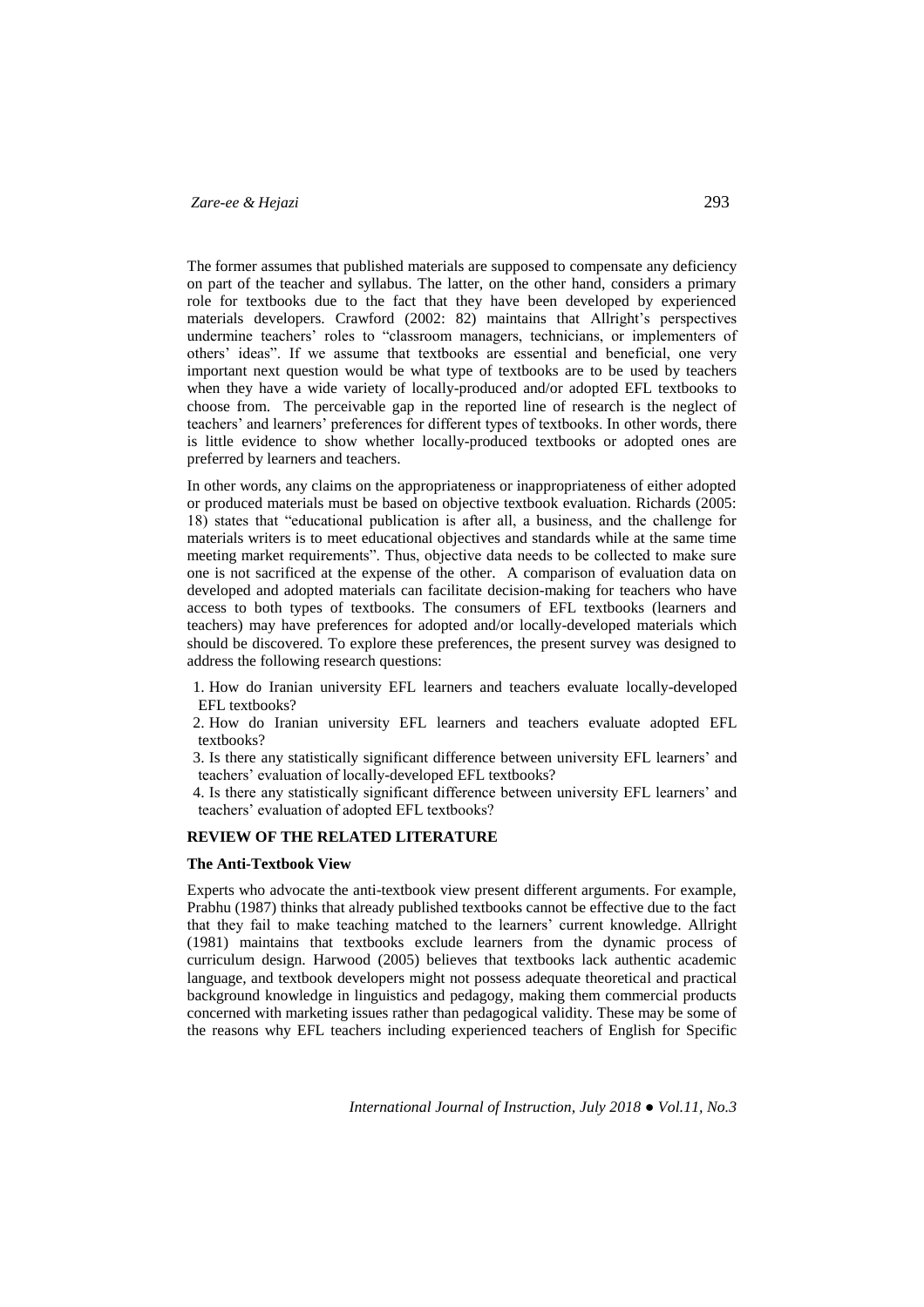The former assumes that published materials are supposed to compensate any deficiency on part of the teacher and syllabus. The latter, on the other hand, considers a primary role for textbooks due to the fact that they have been developed by experienced materials developers. Crawford (2002: 82) maintains that Allright's perspectives undermine teachers' roles to "classroom managers, technicians, or implementers of others' ideas". If we assume that textbooks are essential and beneficial, one very important next question would be what type of textbooks are to be used by teachers when they have a wide variety of locally-produced and/or adopted EFL textbooks to choose from. The perceivable gap in the reported line of research is the neglect of teachers' and learners' preferences for different types of textbooks. In other words, there is little evidence to show whether locally-produced textbooks or adopted ones are preferred by learners and teachers.

In other words, any claims on the appropriateness or inappropriateness of either adopted or produced materials must be based on objective textbook evaluation. Richards (2005: 18) states that "educational publication is after all, a business, and the challenge for materials writers is to meet educational objectives and standards while at the same time meeting market requirements". Thus, objective data needs to be collected to make sure one is not sacrificed at the expense of the other. A comparison of evaluation data on developed and adopted materials can facilitate decision-making for teachers who have access to both types of textbooks. The consumers of EFL textbooks (learners and teachers) may have preferences for adopted and/or locally-developed materials which should be discovered. To explore these preferences, the present survey was designed to address the following research questions:

1. How do Iranian university EFL learners and teachers evaluate locally-developed EFL textbooks?
2. How do Iranian university EFL learners and teachers evaluate adopted EFL textbooks?
3. Is there any statistically significant difference between university EFL learners' and teachers' evaluation of locally-developed EFL textbooks?
4. Is there any statistically significant difference between university EFL learners' and teachers' evaluation of adopted EFL textbooks?

## REVIEW OF THE RELATED LITERATURE

### The Anti-Textbook View

Experts who advocate the anti-textbook view present different arguments. For example, Prabhu (1987) thinks that already published textbooks cannot be effective due to the fact that they fail to make teaching matched to the learners' current knowledge. Allright (1981) maintains that textbooks exclude learners from the dynamic process of curriculum design. Harwood (2005) believes that textbooks lack authentic academic language, and textbook developers might not possess adequate theoretical and practical background knowledge in linguistics and pedagogy, making them commercial products concerned with marketing issues rather than pedagogical validity. These may be some of the reasons why EFL teachers including experienced teachers of English for Specific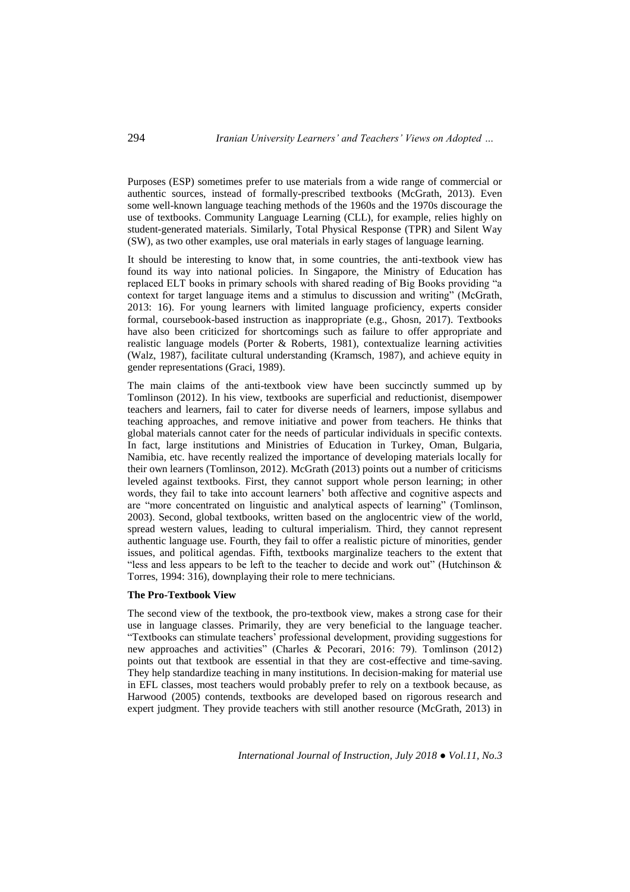Purposes (ESP) sometimes prefer to use materials from a wide range of commercial or authentic sources, instead of formally-prescribed textbooks (McGrath, 2013). Even some well-known language teaching methods of the 1960s and the 1970s discourage the use of textbooks. Community Language Learning (CLL), for example, relies highly on student-generated materials. Similarly, Total Physical Response (TPR) and Silent Way (SW), as two other examples, use oral materials in early stages of language learning.

It should be interesting to know that, in some countries, the anti-textbook view has found its way into national policies. In Singapore, the Ministry of Education has replaced ELT books in primary schools with shared reading of Big Books providing "a context for target language items and a stimulus to discussion and writing" (McGrath, 2013: 16). For young learners with limited language proficiency, experts consider formal, coursebook-based instruction as inappropriate (e.g., Ghosn, 2017). Textbooks have also been criticized for shortcomings such as failure to offer appropriate and realistic language models (Porter & Roberts, 1981), contextualize learning activities (Walz, 1987), facilitate cultural understanding (Kramsch, 1987), and achieve equity in gender representations (Graci, 1989).

The main claims of the anti-textbook view have been succinctly summed up by Tomlinson (2012). In his view, textbooks are superficial and reductionist, disempower teachers and learners, fail to cater for diverse needs of learners, impose syllabus and teaching approaches, and remove initiative and power from teachers. He thinks that global materials cannot cater for the needs of particular individuals in specific contexts. In fact, large institutions and Ministries of Education in Turkey, Oman, Bulgaria, Namibia, etc. have recently realized the importance of developing materials locally for their own learners (Tomlinson, 2012). McGrath (2013) points out a number of criticisms leveled against textbooks. First, they cannot support whole person learning; in other words, they fail to take into account learners' both affective and cognitive aspects and are "more concentrated on linguistic and analytical aspects of learning" (Tomlinson, 2003). Second, global textbooks, written based on the anglocentric view of the world, spread western values, leading to cultural imperialism. Third, they cannot represent authentic language use. Fourth, they fail to offer a realistic picture of minorities, gender issues, and political agendas. Fifth, textbooks marginalize teachers to the extent that "less and less appears to be left to the teacher to decide and work out" (Hutchinson & Torres, 1994: 316), downplaying their role to mere technicians.

**The Pro-Textbook View**

The second view of the textbook, the pro-textbook view, makes a strong case for their use in language classes. Primarily, they are very beneficial to the language teacher. "Textbooks can stimulate teachers' professional development, providing suggestions for new approaches and activities" (Charles & Pecorari, 2016: 79). Tomlinson (2012) points out that textbook are essential in that they are cost-effective and time-saving. They help standardize teaching in many institutions. In decision-making for material use in EFL classes, most teachers would probably prefer to rely on a textbook because, as Harwood (2005) contends, textbooks are developed based on rigorous research and expert judgment. They provide teachers with still another resource (McGrath, 2013) in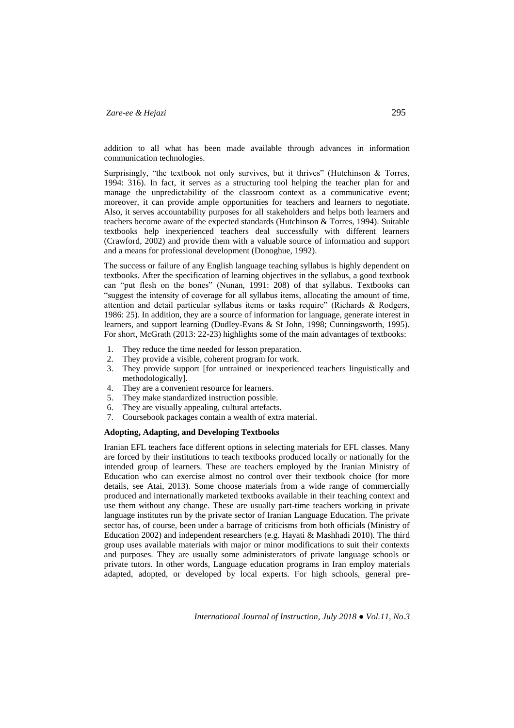addition to all what has been made available through advances in information communication technologies.

Surprisingly, "the textbook not only survives, but it thrives" (Hutchinson & Torres, 1994: 316). In fact, it serves as a structuring tool helping the teacher plan for and manage the unpredictability of the classroom context as a communicative event; moreover, it can provide ample opportunities for teachers and learners to negotiate. Also, it serves accountability purposes for all stakeholders and helps both learners and teachers become aware of the expected standards (Hutchinson & Torres, 1994). Suitable textbooks help inexperienced teachers deal successfully with different learners (Crawford, 2002) and provide them with a valuable source of information and support and a means for professional development (Donoghue, 1992).

The success or failure of any English language teaching syllabus is highly dependent on textbooks. After the specification of learning objectives in the syllabus, a good textbook can "put flesh on the bones" (Nunan, 1991: 208) of that syllabus. Textbooks can "suggest the intensity of coverage for all syllabus items, allocating the amount of time, attention and detail particular syllabus items or tasks require" (Richards & Rodgers, 1986: 25). In addition, they are a source of information for language, generate interest in learners, and support learning (Dudley-Evans & St John, 1998; Cunningsworth, 1995). For short, McGrath (2013: 22-23) highlights some of the main advantages of textbooks:

1. They reduce the time needed for lesson preparation.
2. They provide a visible, coherent program for work.
3. They provide support [for untrained or inexperienced teachers linguistically and methodologically].
4. They are a convenient resource for learners.
5. They make standardized instruction possible.
6. They are visually appealing, cultural artefacts.
7. Coursebook packages contain a wealth of extra material.

**Adopting, Adapting, and Developing Textbooks**

Iranian EFL teachers face different options in selecting materials for EFL classes. Many are forced by their institutions to teach textbooks produced locally or nationally for the intended group of learners. These are teachers employed by the Iranian Ministry of Education who can exercise almost no control over their textbook choice (for more details, see Atai, 2013). Some choose materials from a wide range of commercially produced and internationally marketed textbooks available in their teaching context and use them without any change. These are usually part-time teachers working in private language institutes run by the private sector of Iranian Language Education. The private sector has, of course, been under a barrage of criticisms from both officials (Ministry of Education 2002) and independent researchers (e.g. Hayati & Mashhadi 2010). The third group uses available materials with major or minor modifications to suit their contexts and purposes. They are usually some administerators of private language schools or private tutors. In other words, Language education programs in Iran employ materials adapted, adopted, or developed by local experts. For high schools, general pre-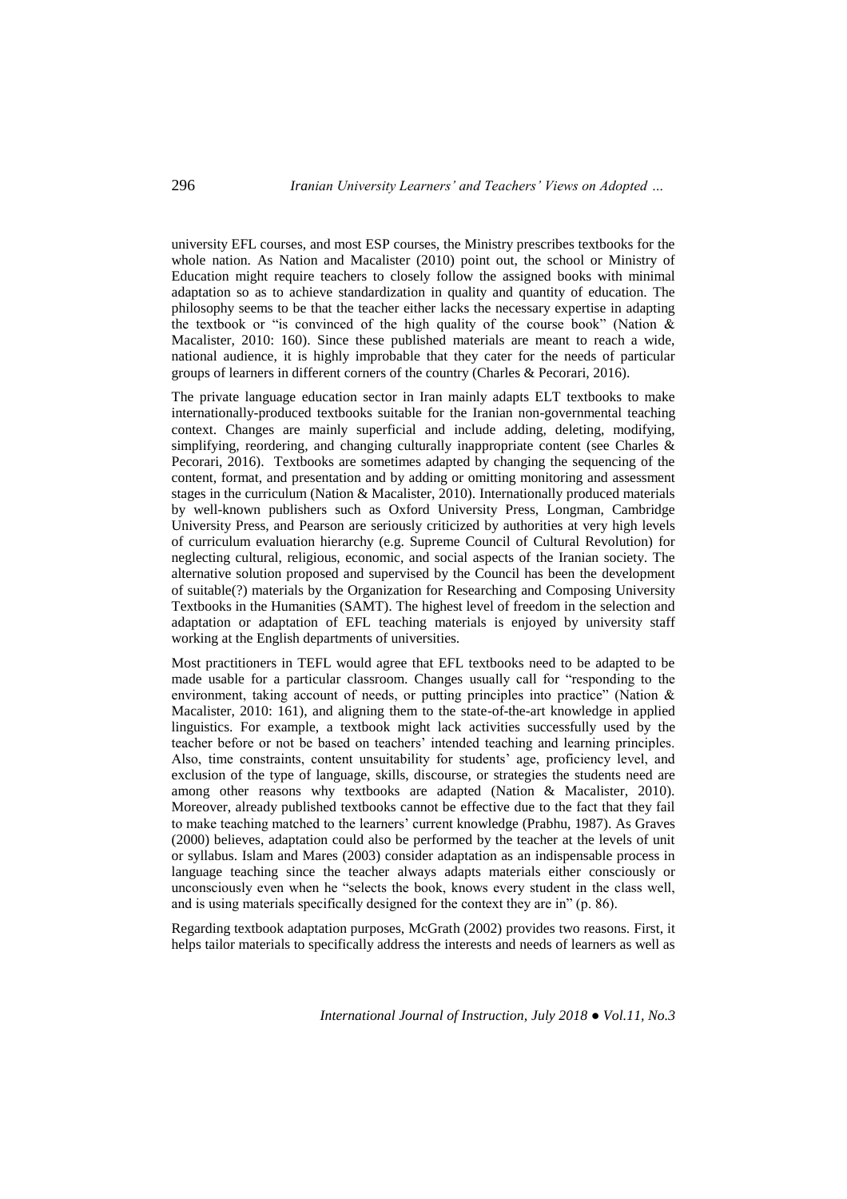university EFL courses, and most ESP courses, the Ministry prescribes textbooks for the whole nation. As Nation and Macalister (2010) point out, the school or Ministry of Education might require teachers to closely follow the assigned books with minimal adaptation so as to achieve standardization in quality and quantity of education. The philosophy seems to be that the teacher either lacks the necessary expertise in adapting the textbook or "is convinced of the high quality of the course book" (Nation & Macalister, 2010: 160). Since these published materials are meant to reach a wide, national audience, it is highly improbable that they cater for the needs of particular groups of learners in different corners of the country (Charles & Pecorari, 2016).

The private language education sector in Iran mainly adapts ELT textbooks to make internationally-produced textbooks suitable for the Iranian non-governmental teaching context. Changes are mainly superficial and include adding, deleting, modifying, simplifying, reordering, and changing culturally inappropriate content (see Charles & Pecorari, 2016). Textbooks are sometimes adapted by changing the sequencing of the content, format, and presentation and by adding or omitting monitoring and assessment stages in the curriculum (Nation & Macalister, 2010). Internationally produced materials by well-known publishers such as Oxford University Press, Longman, Cambridge University Press, and Pearson are seriously criticized by authorities at very high levels of curriculum evaluation hierarchy (e.g. Supreme Council of Cultural Revolution) for neglecting cultural, religious, economic, and social aspects of the Iranian society. The alternative solution proposed and supervised by the Council has been the development of suitable(?) materials by the Organization for Researching and Composing University Textbooks in the Humanities (SAMT). The highest level of freedom in the selection and adaptation or adaptation of EFL teaching materials is enjoyed by university staff working at the English departments of universities.

Most practitioners in TEFL would agree that EFL textbooks need to be adapted to be made usable for a particular classroom. Changes usually call for "responding to the environment, taking account of needs, or putting principles into practice" (Nation & Macalister, 2010: 161), and aligning them to the state-of-the-art knowledge in applied linguistics. For example, a textbook might lack activities successfully used by the teacher before or not be based on teachers' intended teaching and learning principles. Also, time constraints, content unsuitability for students' age, proficiency level, and exclusion of the type of language, skills, discourse, or strategies the students need are among other reasons why textbooks are adapted (Nation & Macalister, 2010). Moreover, already published textbooks cannot be effective due to the fact that they fail to make teaching matched to the learners' current knowledge (Prabhu, 1987). As Graves (2000) believes, adaptation could also be performed by the teacher at the levels of unit or syllabus. Islam and Mares (2003) consider adaptation as an indispensable process in language teaching since the teacher always adapts materials either consciously or unconsciously even when he "selects the book, knows every student in the class well, and is using materials specifically designed for the context they are in" (p. 86).

Regarding textbook adaptation purposes, McGrath (2002) provides two reasons. First, it helps tailor materials to specifically address the interests and needs of learners as well as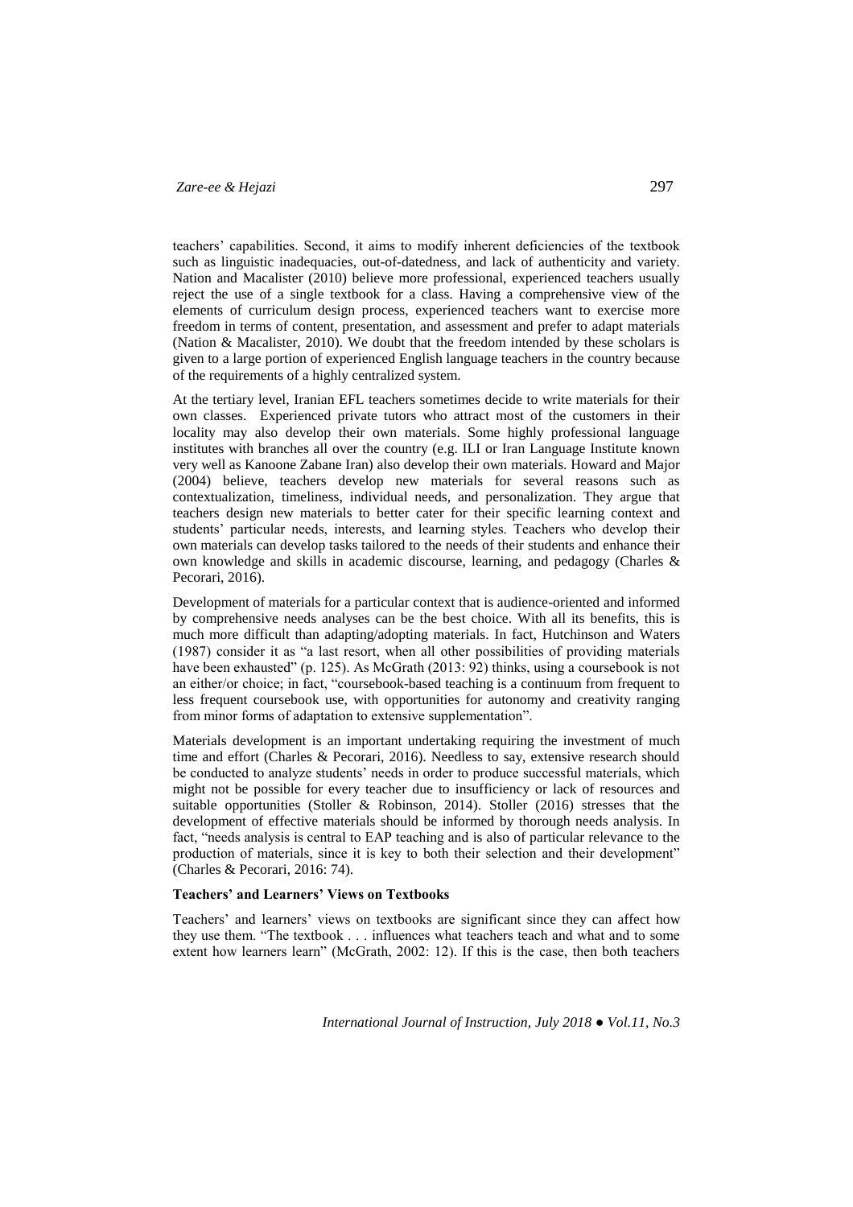teachers' capabilities. Second, it aims to modify inherent deficiencies of the textbook such as linguistic inadequacies, out-of-datedness, and lack of authenticity and variety. Nation and Macalister (2010) believe more professional, experienced teachers usually reject the use of a single textbook for a class. Having a comprehensive view of the elements of curriculum design process, experienced teachers want to exercise more freedom in terms of content, presentation, and assessment and prefer to adapt materials (Nation & Macalister, 2010). We doubt that the freedom intended by these scholars is given to a large portion of experienced English language teachers in the country because of the requirements of a highly centralized system.

At the tertiary level, Iranian EFL teachers sometimes decide to write materials for their own classes. Experienced private tutors who attract most of the customers in their locality may also develop their own materials. Some highly professional language institutes with branches all over the country (e.g. ILI or Iran Language Institute known very well as Kanoone Zabane Iran) also develop their own materials. Howard and Major (2004) believe, teachers develop new materials for several reasons such as contextualization, timeliness, individual needs, and personalization. They argue that teachers design new materials to better cater for their specific learning context and students' particular needs, interests, and learning styles. Teachers who develop their own materials can develop tasks tailored to the needs of their students and enhance their own knowledge and skills in academic discourse, learning, and pedagogy (Charles & Pecorari, 2016).

Development of materials for a particular context that is audience-oriented and informed by comprehensive needs analyses can be the best choice. With all its benefits, this is much more difficult than adapting/adopting materials. In fact, Hutchinson and Waters (1987) consider it as "a last resort, when all other possibilities of providing materials have been exhausted" (p. 125). As McGrath (2013: 92) thinks, using a coursebook is not an either/or choice; in fact, "coursebook-based teaching is a continuum from frequent to less frequent coursebook use, with opportunities for autonomy and creativity ranging from minor forms of adaptation to extensive supplementation".

Materials development is an important undertaking requiring the investment of much time and effort (Charles & Pecorari, 2016). Needless to say, extensive research should be conducted to analyze students' needs in order to produce successful materials, which might not be possible for every teacher due to insufficiency or lack of resources and suitable opportunities (Stoller & Robinson, 2014). Stoller (2016) stresses that the development of effective materials should be informed by thorough needs analysis. In fact, "needs analysis is central to EAP teaching and is also of particular relevance to the production of materials, since it is key to both their selection and their development" (Charles & Pecorari, 2016: 74).

**Teachers' and Learners' Views on Textbooks**

Teachers' and learners' views on textbooks are significant since they can affect how they use them. "The textbook . . . influences what teachers teach and what and to some extent how learners learn" (McGrath, 2002: 12). If this is the case, then both teachers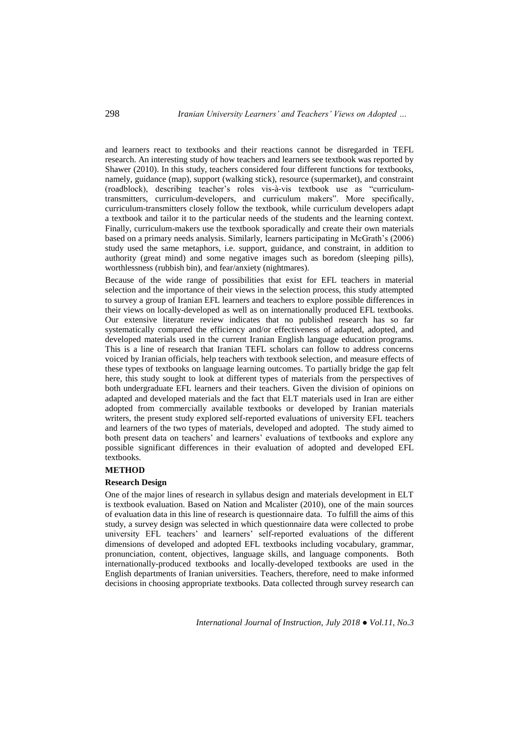and learners react to textbooks and their reactions cannot be disregarded in TEFL research. An interesting study of how teachers and learners see textbook was reported by Shawer (2010). In this study, teachers considered four different functions for textbooks, namely, guidance (map), support (walking stick), resource (supermarket), and constraint (roadblock), describing teacher's roles vis-à-vis textbook use as "curriculum-transmitters, curriculum-developers, and curriculum makers". More specifically, curriculum-transmitters closely follow the textbook, while curriculum developers adapt a textbook and tailor it to the particular needs of the students and the learning context. Finally, curriculum-makers use the textbook sporadically and create their own materials based on a primary needs analysis. Similarly, learners participating in McGrath's (2006) study used the same metaphors, i.e. support, guidance, and constraint, in addition to authority (great mind) and some negative images such as boredom (sleeping pills), worthlessness (rubbish bin), and fear/anxiety (nightmares).

Because of the wide range of possibilities that exist for EFL teachers in material selection and the importance of their views in the selection process, this study attempted to survey a group of Iranian EFL learners and teachers to explore possible differences in their views on locally-developed as well as on internationally produced EFL textbooks. Our extensive literature review indicates that no published research has so far systematically compared the efficiency and/or effectiveness of adapted, adopted, and developed materials used in the current Iranian English language education programs. This is a line of research that Iranian TEFL scholars can follow to address concerns voiced by Iranian officials, help teachers with textbook selection, and measure effects of these types of textbooks on language learning outcomes. To partially bridge the gap felt here, this study sought to look at different types of materials from the perspectives of both undergraduate EFL learners and their teachers. Given the division of opinions on adapted and developed materials and the fact that ELT materials used in Iran are either adopted from commercially available textbooks or developed by Iranian materials writers, the present study explored self-reported evaluations of university EFL teachers and learners of the two types of materials, developed and adopted. The study aimed to both present data on teachers' and learners' evaluations of textbooks and explore any possible significant differences in their evaluation of adopted and developed EFL textbooks.

## METHOD

### Research Design

One of the major lines of research in syllabus design and materials development in ELT is textbook evaluation. Based on Nation and Mcalister (2010), one of the main sources of evaluation data in this line of research is questionnaire data. To fulfill the aims of this study, a survey design was selected in which questionnaire data were collected to probe university EFL teachers' and learners' self-reported evaluations of the different dimensions of developed and adopted EFL textbooks including vocabulary, grammar, pronunciation, content, objectives, language skills, and language components. Both internationally-produced textbooks and locally-developed textbooks are used in the English departments of Iranian universities. Teachers, therefore, need to make informed decisions in choosing appropriate textbooks. Data collected through survey research can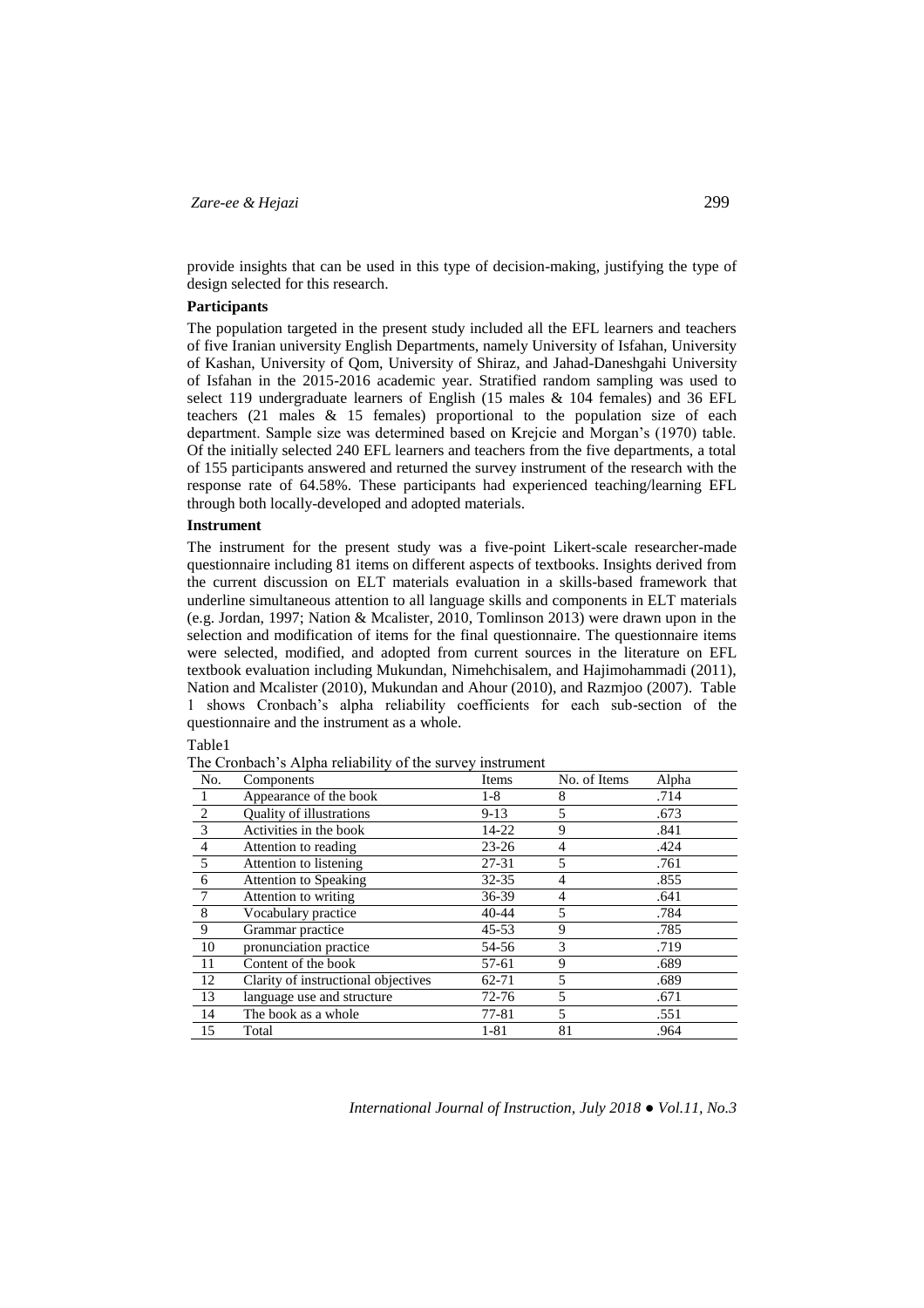provide insights that can be used in this type of decision-making, justifying the type of design selected for this research.

**Participants**

The population targeted in the present study included all the EFL learners and teachers of five Iranian university English Departments, namely University of Isfahan, University of Kashan, University of Qom, University of Shiraz, and Jahad-Daneshgahi University of Isfahan in the 2015-2016 academic year. Stratified random sampling was used to select 119 undergraduate learners of English (15 males & 104 females) and 36 EFL teachers (21 males & 15 females) proportional to the population size of each department. Sample size was determined based on Krejcie and Morgan's (1970) table. Of the initially selected 240 EFL learners and teachers from the five departments, a total of 155 participants answered and returned the survey instrument of the research with the response rate of 64.58%. These participants had experienced teaching/learning EFL through both locally-developed and adopted materials.

**Instrument**

The instrument for the present study was a five-point Likert-scale researcher-made questionnaire including 81 items on different aspects of textbooks. Insights derived from the current discussion on ELT materials evaluation in a skills-based framework that underline simultaneous attention to all language skills and components in ELT materials (e.g. Jordan, 1997; Nation & Mcalister, 2010, Tomlinson 2013) were drawn upon in the selection and modification of items for the final questionnaire. The questionnaire items were selected, modified, and adopted from current sources in the literature on EFL textbook evaluation including Mukundan, Nimehchisalem, and Hajimohammadi (2011), Nation and Mcalister (2010), Mukundan and Ahour (2010), and Razmjoo (2007). Table 1 shows Cronbach's alpha reliability coefficients for each sub-section of the questionnaire and the instrument as a whole.

Table1

The Cronbach's Alpha reliability of the survey instrument

| No. | Components | Items | No. of Items | Alpha |
|---|---|---|---|---|
| 1 | Appearance of the book | 1-8 | 8 | .714 |
| 2 | Quality of illustrations | 9-13 | 5 | .673 |
| 3 | Activities in the book | 14-22 | 9 | .841 |
| 4 | Attention to reading | 23-26 | 4 | .424 |
| 5 | Attention to listening | 27-31 | 5 | .761 |
| 6 | Attention to Speaking | 32-35 | 4 | .855 |
| 7 | Attention to writing | 36-39 | 4 | .641 |
| 8 | Vocabulary practice | 40-44 | 5 | .784 |
| 9 | Grammar practice | 45-53 | 9 | .785 |
| 10 | pronunciation practice | 54-56 | 3 | .719 |
| 11 | Content of the book | 57-61 | 9 | .689 |
| 12 | Clarity of instructional objectives | 62-71 | 5 | .689 |
| 13 | language use and structure | 72-76 | 5 | .671 |
| 14 | The book as a whole | 77-81 | 5 | .551 |
| 15 | Total | 1-81 | 81 | .964 |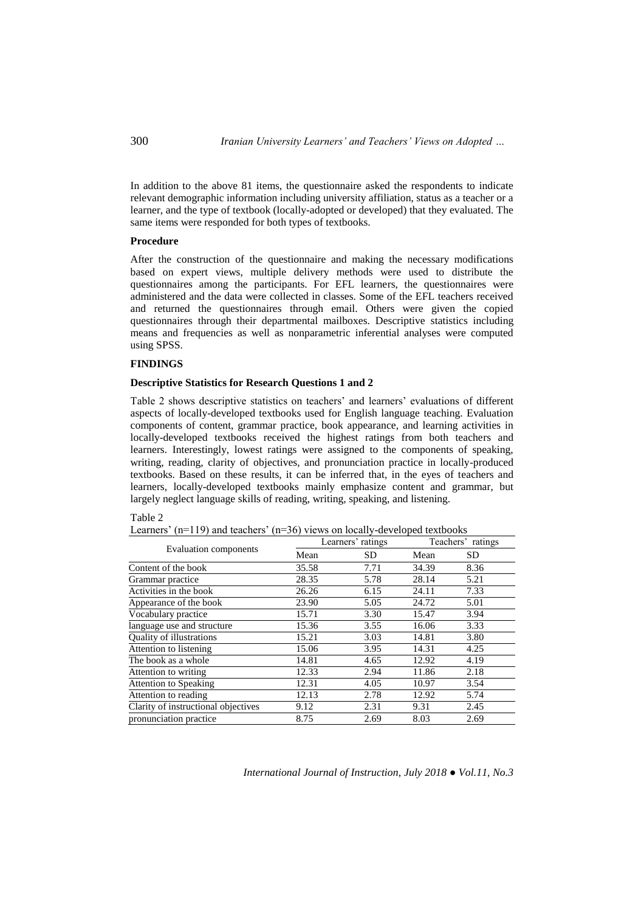In addition to the above 81 items, the questionnaire asked the respondents to indicate relevant demographic information including university affiliation, status as a teacher or a learner, and the type of textbook (locally-adopted or developed) that they evaluated. The same items were responded for both types of textbooks.

### Procedure

After the construction of the questionnaire and making the necessary modifications based on expert views, multiple delivery methods were used to distribute the questionnaires among the participants. For EFL learners, the questionnaires were administered and the data were collected in classes. Some of the EFL teachers received and returned the questionnaires through email. Others were given the copied questionnaires through their departmental mailboxes. Descriptive statistics including means and frequencies as well as nonparametric inferential analyses were computed using SPSS.

## FINDINGS

### Descriptive Statistics for Research Questions 1 and 2

Table 2 shows descriptive statistics on teachers' and learners' evaluations of different aspects of locally-developed textbooks used for English language teaching. Evaluation components of content, grammar practice, book appearance, and learning activities in locally-developed textbooks received the highest ratings from both teachers and learners. Interestingly, lowest ratings were assigned to the components of speaking, writing, reading, clarity of objectives, and pronunciation practice in locally-produced textbooks. Based on these results, it can be inferred that, in the eyes of teachers and learners, locally-developed textbooks mainly emphasize content and grammar, but largely neglect language skills of reading, writing, speaking, and listening.

Table 2
Learners' (n=119) and teachers' (n=36) views on locally-developed textbooks

| Evaluation components | Learners' ratings | | Teachers' ratings | |
|---|---|---|---|---|
| | Mean | SD | Mean | SD |
| Content of the book | 35.58 | 7.71 | 34.39 | 8.36 |
| Grammar practice | 28.35 | 5.78 | 28.14 | 5.21 |
| Activities in the book | 26.26 | 6.15 | 24.11 | 7.33 |
| Appearance of the book | 23.90 | 5.05 | 24.72 | 5.01 |
| Vocabulary practice | 15.71 | 3.30 | 15.47 | 3.94 |
| language use and structure | 15.36 | 3.55 | 16.06 | 3.33 |
| Quality of illustrations | 15.21 | 3.03 | 14.81 | 3.80 |
| Attention to listening | 15.06 | 3.95 | 14.31 | 4.25 |
| The book as a whole | 14.81 | 4.65 | 12.92 | 4.19 |
| Attention to writing | 12.33 | 2.94 | 11.86 | 2.18 |
| Attention to Speaking | 12.31 | 4.05 | 10.97 | 3.54 |
| Attention to reading | 12.13 | 2.78 | 12.92 | 5.74 |
| Clarity of instructional objectives | 9.12 | 2.31 | 9.31 | 2.45 |
| pronunciation practice | 8.75 | 2.69 | 8.03 | 2.69 |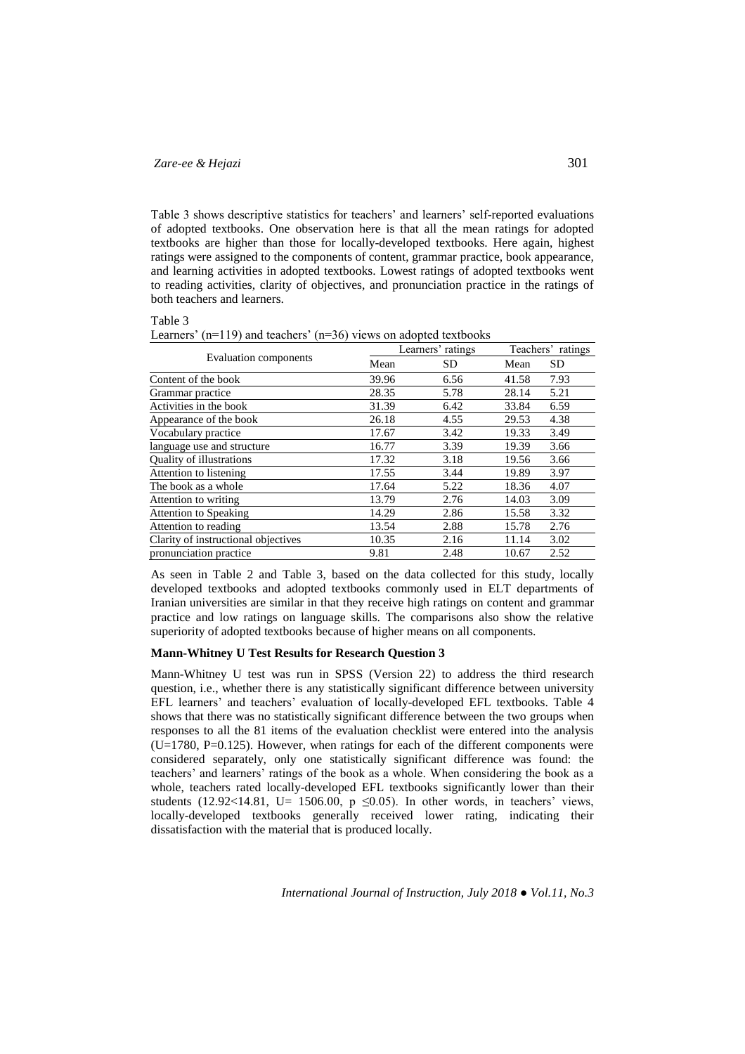Table 3 shows descriptive statistics for teachers' and learners' self-reported evaluations of adopted textbooks. One observation here is that all the mean ratings for adopted textbooks are higher than those for locally-developed textbooks. Here again, highest ratings were assigned to the components of content, grammar practice, book appearance, and learning activities in adopted textbooks. Lowest ratings of adopted textbooks went to reading activities, clarity of objectives, and pronunciation practice in the ratings of both teachers and learners.

Table 3

Learners' (n=119) and teachers' (n=36) views on adopted textbooks

| Evaluation components | Learners' ratings | | Teachers' ratings | |
|---|---|---|---|---|
| | Mean | SD | Mean | SD |
| Content of the book | 39.96 | 6.56 | 41.58 | 7.93 |
| Grammar practice | 28.35 | 5.78 | 28.14 | 5.21 |
| Activities in the book | 31.39 | 6.42 | 33.84 | 6.59 |
| Appearance of the book | 26.18 | 4.55 | 29.53 | 4.38 |
| Vocabulary practice | 17.67 | 3.42 | 19.33 | 3.49 |
| language use and structure | 16.77 | 3.39 | 19.39 | 3.66 |
| Quality of illustrations | 17.32 | 3.18 | 19.56 | 3.66 |
| Attention to listening | 17.55 | 3.44 | 19.89 | 3.97 |
| The book as a whole | 17.64 | 5.22 | 18.36 | 4.07 |
| Attention to writing | 13.79 | 2.76 | 14.03 | 3.09 |
| Attention to Speaking | 14.29 | 2.86 | 15.58 | 3.32 |
| Attention to reading | 13.54 | 2.88 | 15.78 | 2.76 |
| Clarity of instructional objectives | 10.35 | 2.16 | 11.14 | 3.02 |
| pronunciation practice | 9.81 | 2.48 | 10.67 | 2.52 |

As seen in Table 2 and Table 3, based on the data collected for this study, locally developed textbooks and adopted textbooks commonly used in ELT departments of Iranian universities are similar in that they receive high ratings on content and grammar practice and low ratings on language skills. The comparisons also show the relative superiority of adopted textbooks because of higher means on all components.

### Mann-Whitney U Test Results for Research Question 3

Mann-Whitney U test was run in SPSS (Version 22) to address the third research question, i.e., whether there is any statistically significant difference between university EFL learners' and teachers' evaluation of locally-developed EFL textbooks. Table 4 shows that there was no statistically significant difference between the two groups when responses to all the 81 items of the evaluation checklist were entered into the analysis ($U=1780$, $P=0.125$). However, when ratings for each of the different components were considered separately, only one statistically significant difference was found: the teachers' and learners' ratings of the book as a whole. When considering the book as a whole, teachers rated locally-developed EFL textbooks significantly lower than their students ($12.92<14.81$, $U= 1506.00$, $p \leq 0.05$). In other words, in teachers' views, locally-developed textbooks generally received lower rating, indicating their dissatisfaction with the material that is produced locally.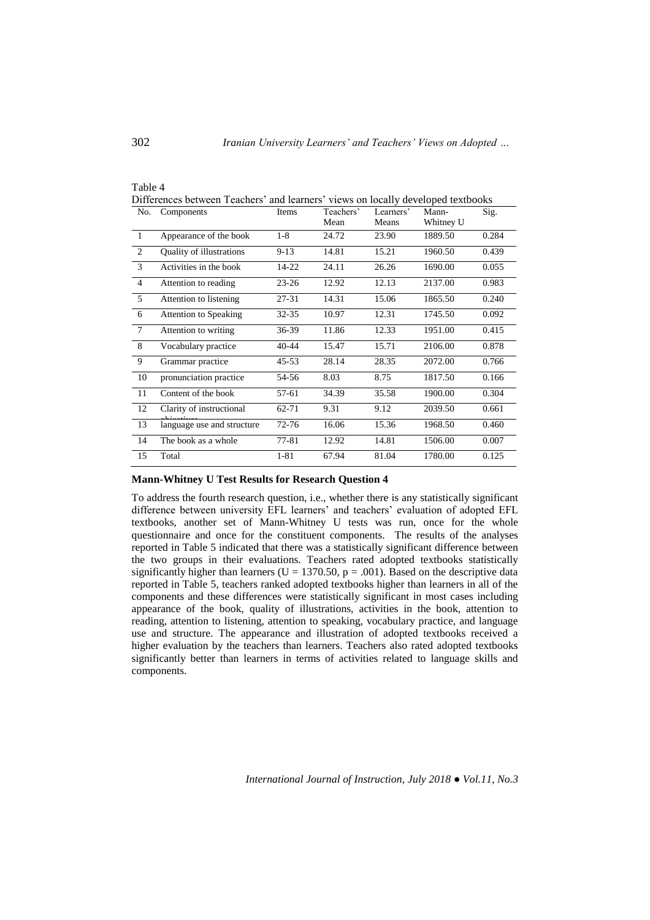Table 4

Differences between Teachers' and learners' views on locally developed textbooks

| No. | Components | Items | Teachers' Mean | Learners' Means | Mann-Whitney U | Sig. |
|---|---|---|---|---|---|---|
| 1 | Appearance of the book | 1-8 | 24.72 | 23.90 | 1889.50 | 0.284 |
| 2 | Quality of illustrations | 9-13 | 14.81 | 15.21 | 1960.50 | 0.439 |
| 3 | Activities in the book | 14-22 | 24.11 | 26.26 | 1690.00 | 0.055 |
| 4 | Attention to reading | 23-26 | 12.92 | 12.13 | 2137.00 | 0.983 |
| 5 | Attention to listening | 27-31 | 14.31 | 15.06 | 1865.50 | 0.240 |
| 6 | Attention to Speaking | 32-35 | 10.97 | 12.31 | 1745.50 | 0.092 |
| 7 | Attention to writing | 36-39 | 11.86 | 12.33 | 1951.00 | 0.415 |
| 8 | Vocabulary practice | 40-44 | 15.47 | 15.71 | 2106.00 | 0.878 |
| 9 | Grammar practice | 45-53 | 28.14 | 28.35 | 2072.00 | 0.766 |
| 10 | pronunciation practice | 54-56 | 8.03 | 8.75 | 1817.50 | 0.166 |
| 11 | Content of the book | 57-61 | 34.39 | 35.58 | 1900.00 | 0.304 |
| 12 | Clarity of instructional objectives | 62-71 | 9.31 | 9.12 | 2039.50 | 0.661 |
| 13 | language use and structure | 72-76 | 16.06 | 15.36 | 1968.50 | 0.460 |
| 14 | The book as a whole | 77-81 | 12.92 | 14.81 | 1506.00 | 0.007 |
| 15 | Total | 1-81 | 67.94 | 81.04 | 1780.00 | 0.125 |

**Mann-Whitney U Test Results for Research Question 4**

To address the fourth research question, i.e., whether there is any statistically significant difference between university EFL learners' and teachers' evaluation of adopted EFL textbooks, another set of Mann-Whitney U tests was run, once for the whole questionnaire and once for the constituent components. The results of the analyses reported in Table 5 indicated that there was a statistically significant difference between the two groups in their evaluations. Teachers rated adopted textbooks statistically significantly higher than learners ($U = 1370.50$, $p = .001$). Based on the descriptive data reported in Table 5, teachers ranked adopted textbooks higher than learners in all of the components and these differences were statistically significant in most cases including appearance of the book, quality of illustrations, activities in the book, attention to reading, attention to listening, attention to speaking, vocabulary practice, and language use and structure. The appearance and illustration of adopted textbooks received a higher evaluation by the teachers than learners. Teachers also rated adopted textbooks significantly better than learners in terms of activities related to language skills and components.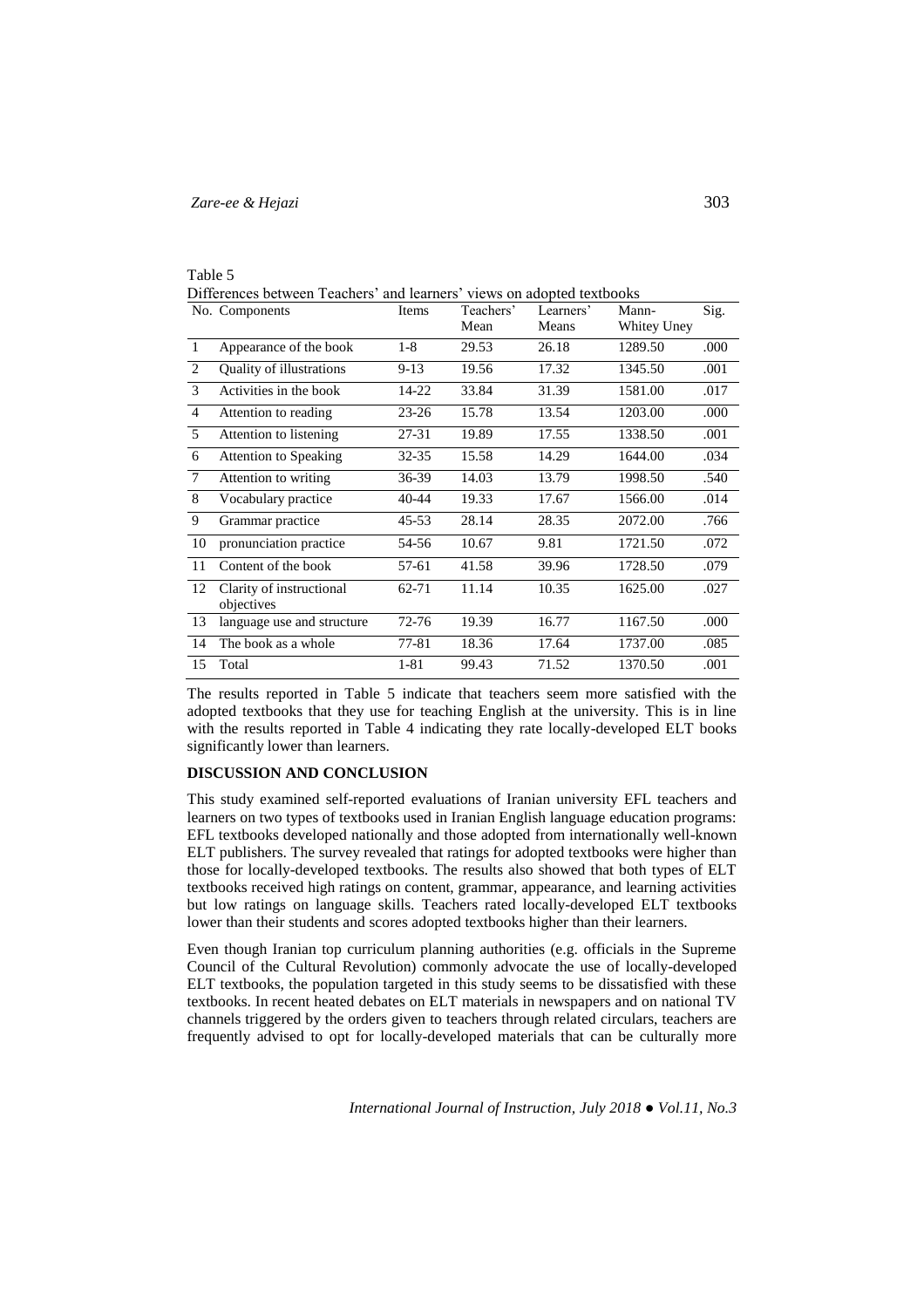Table 5

Differences between Teachers' and learners' views on adopted textbooks

| No. | Components | Items | Teachers' Mean | Learners' Means | Mann-Whitey Uney | Sig. |
|---|---|---|---|---|---|---|
| 1 | Appearance of the book | 1-8 | 29.53 | 26.18 | 1289.50 | .000 |
| 2 | Quality of illustrations | 9-13 | 19.56 | 17.32 | 1345.50 | .001 |
| 3 | Activities in the book | 14-22 | 33.84 | 31.39 | 1581.00 | .017 |
| 4 | Attention to reading | 23-26 | 15.78 | 13.54 | 1203.00 | .000 |
| 5 | Attention to listening | 27-31 | 19.89 | 17.55 | 1338.50 | .001 |
| 6 | Attention to Speaking | 32-35 | 15.58 | 14.29 | 1644.00 | .034 |
| 7 | Attention to writing | 36-39 | 14.03 | 13.79 | 1998.50 | .540 |
| 8 | Vocabulary practice | 40-44 | 19.33 | 17.67 | 1566.00 | .014 |
| 9 | Grammar practice | 45-53 | 28.14 | 28.35 | 2072.00 | .766 |
| 10 | pronunciation practice | 54-56 | 10.67 | 9.81 | 1721.50 | .072 |
| 11 | Content of the book | 57-61 | 41.58 | 39.96 | 1728.50 | .079 |
| 12 | Clarity of instructional objectives | 62-71 | 11.14 | 10.35 | 1625.00 | .027 |
| 13 | language use and structure | 72-76 | 19.39 | 16.77 | 1167.50 | .000 |
| 14 | The book as a whole | 77-81 | 18.36 | 17.64 | 1737.00 | .085 |
| 15 | Total | 1-81 | 99.43 | 71.52 | 1370.50 | .001 |

The results reported in Table 5 indicate that teachers seem more satisfied with the adopted textbooks that they use for teaching English at the university. This is in line with the results reported in Table 4 indicating they rate locally-developed ELT books significantly lower than learners.

## DISCUSSION AND CONCLUSION

This study examined self-reported evaluations of Iranian university EFL teachers and learners on two types of textbooks used in Iranian English language education programs: EFL textbooks developed nationally and those adopted from internationally well-known ELT publishers. The survey revealed that ratings for adopted textbooks were higher than those for locally-developed textbooks. The results also showed that both types of ELT textbooks received high ratings on content, grammar, appearance, and learning activities but low ratings on language skills. Teachers rated locally-developed ELT textbooks lower than their students and scores adopted textbooks higher than their learners.

Even though Iranian top curriculum planning authorities (e.g. officials in the Supreme Council of the Cultural Revolution) commonly advocate the use of locally-developed ELT textbooks, the population targeted in this study seems to be dissatisfied with these textbooks. In recent heated debates on ELT materials in newspapers and on national TV channels triggered by the orders given to teachers through related circulars, teachers are frequently advised to opt for locally-developed materials that can be culturally more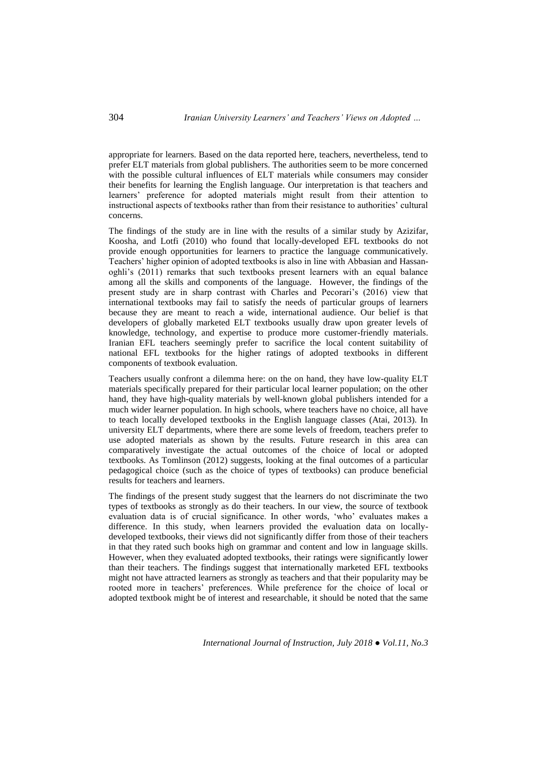appropriate for learners. Based on the data reported here, teachers, nevertheless, tend to prefer ELT materials from global publishers. The authorities seem to be more concerned with the possible cultural influences of ELT materials while consumers may consider their benefits for learning the English language. Our interpretation is that teachers and learners' preference for adopted materials might result from their attention to instructional aspects of textbooks rather than from their resistance to authorities' cultural concerns.

The findings of the study are in line with the results of a similar study by Azizifar, Koosha, and Lotfi (2010) who found that locally-developed EFL textbooks do not provide enough opportunities for learners to practice the language communicatively. Teachers' higher opinion of adopted textbooks is also in line with Abbasian and Hassan-oghli's (2011) remarks that such textbooks present learners with an equal balance among all the skills and components of the language. However, the findings of the present study are in sharp contrast with Charles and Pecorari's (2016) view that international textbooks may fail to satisfy the needs of particular groups of learners because they are meant to reach a wide, international audience. Our belief is that developers of globally marketed ELT textbooks usually draw upon greater levels of knowledge, technology, and expertise to produce more customer-friendly materials. Iranian EFL teachers seemingly prefer to sacrifice the local content suitability of national EFL textbooks for the higher ratings of adopted textbooks in different components of textbook evaluation.

Teachers usually confront a dilemma here: on the on hand, they have low-quality ELT materials specifically prepared for their particular local learner population; on the other hand, they have high-quality materials by well-known global publishers intended for a much wider learner population. In high schools, where teachers have no choice, all have to teach locally developed textbooks in the English language classes (Atai, 2013). In university ELT departments, where there are some levels of freedom, teachers prefer to use adopted materials as shown by the results. Future research in this area can comparatively investigate the actual outcomes of the choice of local or adopted textbooks. As Tomlinson (2012) suggests, looking at the final outcomes of a particular pedagogical choice (such as the choice of types of textbooks) can produce beneficial results for teachers and learners.

The findings of the present study suggest that the learners do not discriminate the two types of textbooks as strongly as do their teachers. In our view, the source of textbook evaluation data is of crucial significance. In other words, 'who' evaluates makes a difference. In this study, when learners provided the evaluation data on locally-developed textbooks, their views did not significantly differ from those of their teachers in that they rated such books high on grammar and content and low in language skills. However, when they evaluated adopted textbooks, their ratings were significantly lower than their teachers. The findings suggest that internationally marketed EFL textbooks might not have attracted learners as strongly as teachers and that their popularity may be rooted more in teachers' preferences. While preference for the choice of local or adopted textbook might be of interest and researchable, it should be noted that the same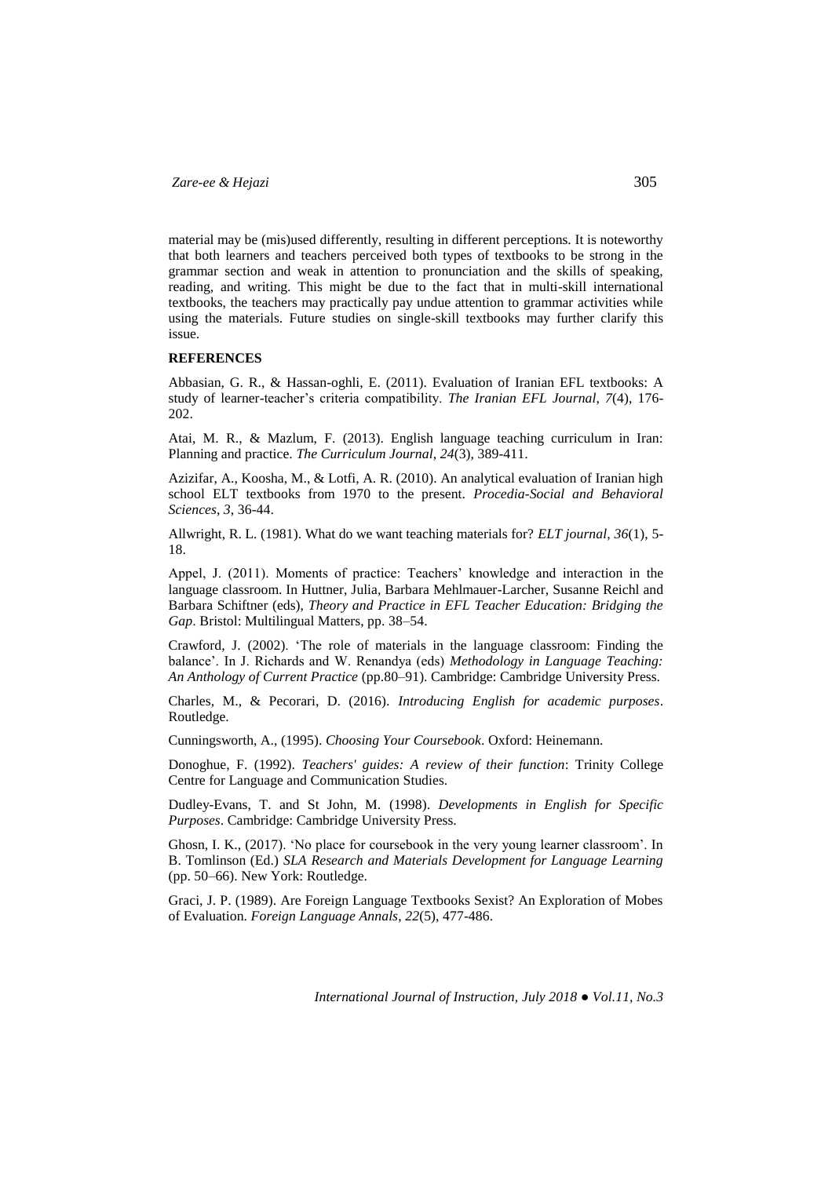material may be (mis)used differently, resulting in different perceptions. It is noteworthy that both learners and teachers perceived both types of textbooks to be strong in the grammar section and weak in attention to pronunciation and the skills of speaking, reading, and writing. This might be due to the fact that in multi-skill international textbooks, the teachers may practically pay undue attention to grammar activities while using the materials. Future studies on single-skill textbooks may further clarify this issue.

## REFERENCES

Abbasian, G. R., & Hassan-oghli, E. (2011). Evaluation of Iranian EFL textbooks: A study of learner-teacher's criteria compatibility. *The Iranian EFL Journal*, *7*(4), 176-202.

Atai, M. R., & Mazlum, F. (2013). English language teaching curriculum in Iran: Planning and practice. *The Curriculum Journal*, *24*(3), 389-411.

Azizifar, A., Koosha, M., & Lotfi, A. R. (2010). An analytical evaluation of Iranian high school ELT textbooks from 1970 to the present. *Procedia-Social and Behavioral Sciences*, *3*, 36-44.

Allwright, R. L. (1981). What do we want teaching materials for? *ELT journal*, *36*(1), 5-18.

Appel, J. (2011). Moments of practice: Teachers' knowledge and interaction in the language classroom. In Huttner, Julia, Barbara Mehlmauer-Larcher, Susanne Reichl and Barbara Schiftner (eds), *Theory and Practice in EFL Teacher Education: Bridging the Gap*. Bristol: Multilingual Matters, pp. 38–54.

Crawford, J. (2002). 'The role of materials in the language classroom: Finding the balance'. In J. Richards and W. Renandya (eds) *Methodology in Language Teaching: An Anthology of Current Practice* (pp.80–91). Cambridge: Cambridge University Press.

Charles, M., & Pecorari, D. (2016). *Introducing English for academic purposes*. Routledge.

Cunningsworth, A., (1995). *Choosing Your Coursebook*. Oxford: Heinemann.

Donoghue, F. (1992). *Teachers' guides: A review of their function*: Trinity College Centre for Language and Communication Studies.

Dudley-Evans, T. and St John, M. (1998). *Developments in English for Specific Purposes*. Cambridge: Cambridge University Press.

Ghosn, I. K., (2017). 'No place for coursebook in the very young learner classroom'. In B. Tomlinson (Ed.) *SLA Research and Materials Development for Language Learning* (pp. 50–66). New York: Routledge.

Graci, J. P. (1989). Are Foreign Language Textbooks Sexist? An Exploration of Mobes of Evaluation. *Foreign Language Annals*, *22*(5), 477-486.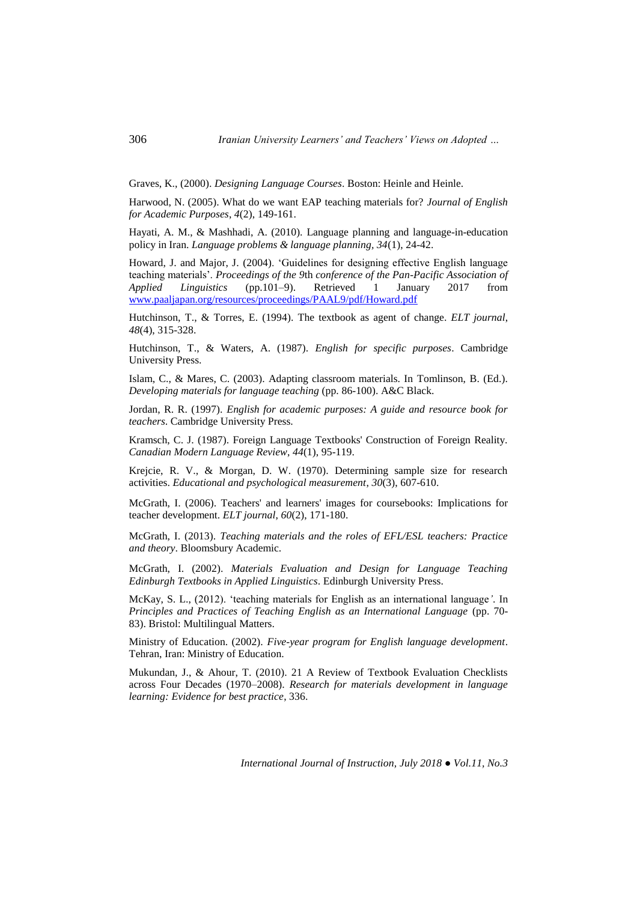Graves, K., (2000). *Designing Language Courses*. Boston: Heinle and Heinle.

Harwood, N. (2005). What do we want EAP teaching materials for? *Journal of English for Academic Purposes*, *4*(2), 149-161.

Hayati, A. M., & Mashhadi, A. (2010). Language planning and language-in-education policy in Iran. *Language problems & language planning, 34*(1), 24-42.

Howard, J. and Major, J. (2004). 'Guidelines for designing effective English language teaching materials'. *Proceedings of the 9*th *conference of the Pan-Pacific Association of Applied Linguistics* (pp.101–9). Retrieved 1 January 2017 from [www.paaljapan.org/resources/proceedings/PAAL9/pdf/Howard.pdf](www.paaljapan.org/resources/proceedings/PAAL9/pdf/Howard.pdf)

Hutchinson, T., & Torres, E. (1994). The textbook as agent of change. *ELT journal*, *48*(4), 315-328.

Hutchinson, T., & Waters, A. (1987). *English for specific purposes*. Cambridge University Press.

Islam, C., & Mares, C. (2003). Adapting classroom materials. In Tomlinson, B. (Ed.). *Developing materials for language teaching* (pp. 86-100). A&C Black.

Jordan, R. R. (1997). *English for academic purposes: A guide and resource book for teachers*. Cambridge University Press.

Kramsch, C. J. (1987). Foreign Language Textbooks' Construction of Foreign Reality. *Canadian Modern Language Review*, *44*(1), 95-119.

Krejcie, R. V., & Morgan, D. W. (1970). Determining sample size for research activities. *Educational and psychological measurement*, *30*(3), 607-610.

McGrath, I. (2006). Teachers' and learners' images for coursebooks: Implications for teacher development. *ELT journal*, *60*(2), 171-180.

McGrath, I. (2013). *Teaching materials and the roles of EFL/ESL teachers: Practice and theory*. Bloomsbury Academic.

McGrath, I. (2002). *Materials Evaluation and Design for Language Teaching Edinburgh Textbooks in Applied Linguistics*. Edinburgh University Press.

McKay, S. L., (2012). 'teaching materials for English as an international language*'*. In *Principles and Practices of Teaching English as an International Language* (pp. 70-83). Bristol: Multilingual Matters.

Ministry of Education. (2002). *Five-year program for English language development*. Tehran, Iran: Ministry of Education.

Mukundan, J., & Ahour, T. (2010). 21 A Review of Textbook Evaluation Checklists across Four Decades (1970–2008). *Research for materials development in language learning: Evidence for best practice*, 336.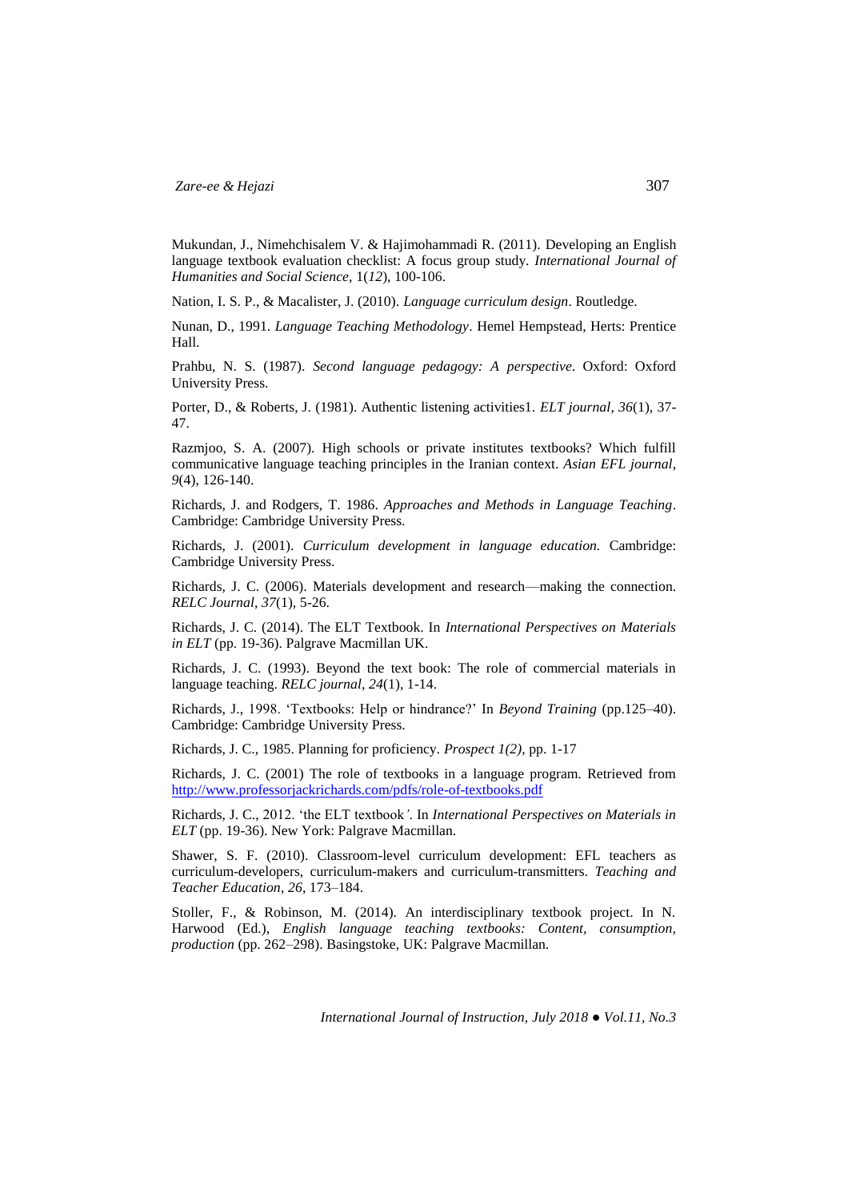Mukundan, J., Nimehchisalem V. & Hajimohammadi R. (2011). Developing an English language textbook evaluation checklist: A focus group study. *International Journal of Humanities and Social Science,* 1(*12*), 100-106.

Nation, I. S. P., & Macalister, J. (2010). *Language curriculum design*. Routledge.

Nunan, D., 1991. *Language Teaching Methodology*. Hemel Hempstead, Herts: Prentice Hall.

Prahbu, N. S. (1987). *Second language pedagogy: A perspective*. Oxford: Oxford University Press.

Porter, D., & Roberts, J. (1981). Authentic listening activities1. *ELT journal*, *36*(1), 37-47.

Razmjoo, S. A. (2007). High schools or private institutes textbooks? Which fulfill communicative language teaching principles in the Iranian context. *Asian EFL journal*, *9*(4), 126-140.

Richards, J. and Rodgers, T. 1986. *Approaches and Methods in Language Teaching*. Cambridge: Cambridge University Press.

Richards, J. (2001). *Curriculum development in language education.* Cambridge: Cambridge University Press.

Richards, J. C. (2006). Materials development and research—making the connection. *RELC Journal*, *37*(1), 5-26.

Richards, J. C. (2014). The ELT Textbook. In *International Perspectives on Materials in ELT* (pp. 19-36). Palgrave Macmillan UK.

Richards, J. C. (1993). Beyond the text book: The role of commercial materials in language teaching. *RELC journal*, *24*(1), 1-14.

Richards, J., 1998. 'Textbooks: Help or hindrance?' In *Beyond Training* (pp.125–40). Cambridge: Cambridge University Press.

Richards, J. C., 1985. Planning for proficiency. *Prospect 1(2)*, pp. 1-17

Richards, J. C. (2001) The role of textbooks in a language program. Retrieved from http://www.professorjackrichards.com/pdfs/role-of-textbooks.pdf

Richards, J. C., 2012. 'the ELT textbook*'*. In *International Perspectives on Materials in ELT* (pp. 19-36). New York: Palgrave Macmillan.

Shawer, S. F. (2010). Classroom-level curriculum development: EFL teachers as curriculum-developers, curriculum-makers and curriculum-transmitters. *Teaching and Teacher Education*, *26*, 173–184.

Stoller, F., & Robinson, M. (2014). An interdisciplinary textbook project. In N. Harwood (Ed.), *English language teaching textbooks: Content, consumption, production* (pp. 262–298). Basingstoke, UK: Palgrave Macmillan.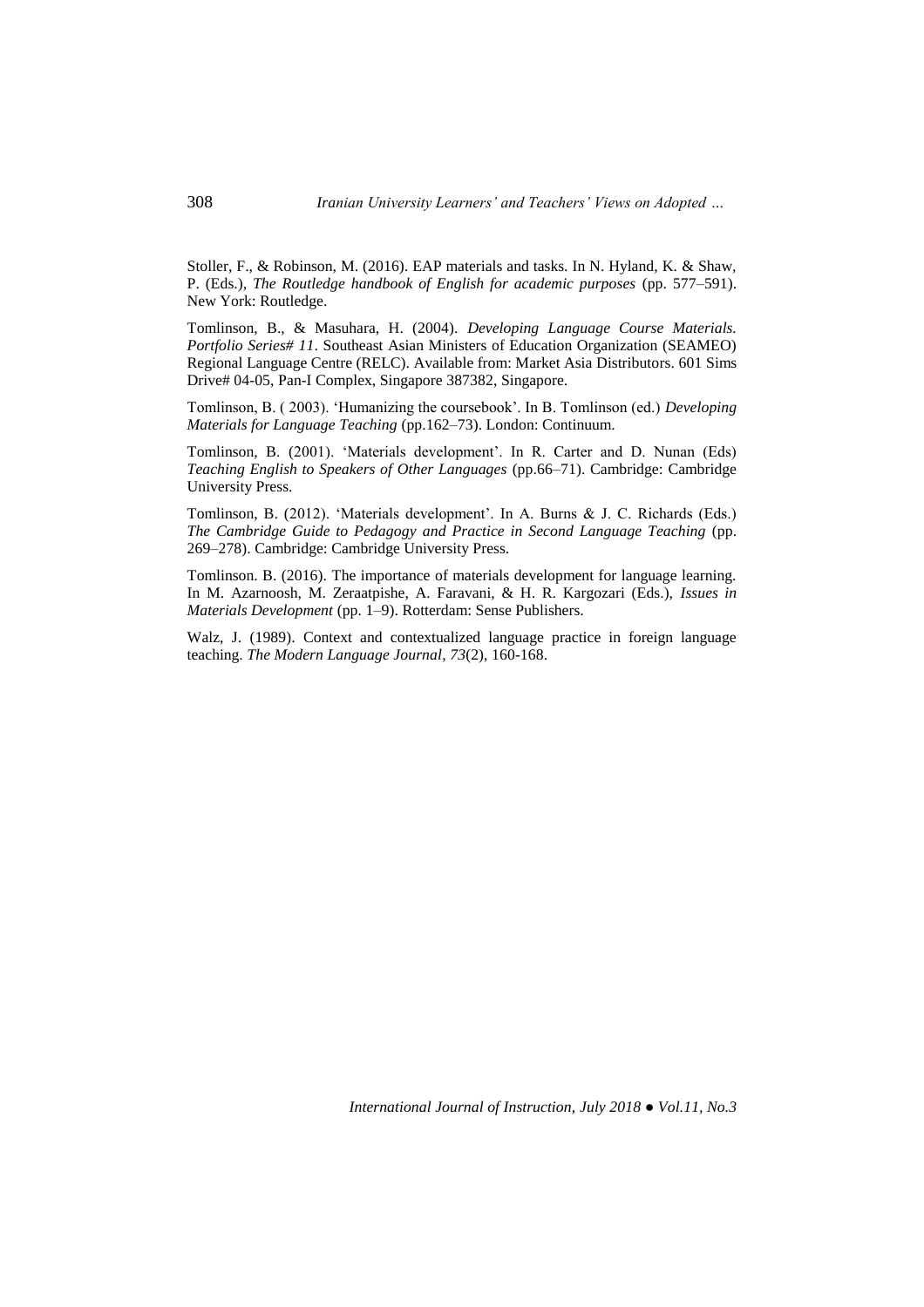Stoller, F., & Robinson, M. (2016). EAP materials and tasks. In N. Hyland, K. & Shaw, P. (Eds.), *The Routledge handbook of English for academic purposes* (pp. 577–591). New York: Routledge.

Tomlinson, B., & Masuhara, H. (2004). *Developing Language Course Materials. Portfolio Series# 11*. Southeast Asian Ministers of Education Organization (SEAMEO) Regional Language Centre (RELC). Available from: Market Asia Distributors. 601 Sims Drive# 04-05, Pan-I Complex, Singapore 387382, Singapore.

Tomlinson, B. ( 2003). 'Humanizing the coursebook'. In B. Tomlinson (ed.) *Developing Materials for Language Teaching* (pp.162–73). London: Continuum.

Tomlinson, B. (2001). 'Materials development'. In R. Carter and D. Nunan (Eds) *Teaching English to Speakers of Other Languages* (pp.66–71). Cambridge: Cambridge University Press.

Tomlinson, B. (2012). 'Materials development'. In A. Burns & J. C. Richards (Eds.) *The Cambridge Guide to Pedagogy and Practice in Second Language Teaching* (pp. 269–278). Cambridge: Cambridge University Press.

Tomlinson. B. (2016). The importance of materials development for language learning. In M. Azarnoosh, M. Zeraatpishe, A. Faravani, & H. R. Kargozari (Eds.), *Issues in Materials Development* (pp. 1–9). Rotterdam: Sense Publishers.

Walz, J. (1989). Context and contextualized language practice in foreign language teaching. *The Modern Language Journal*, *73*(2), 160-168.